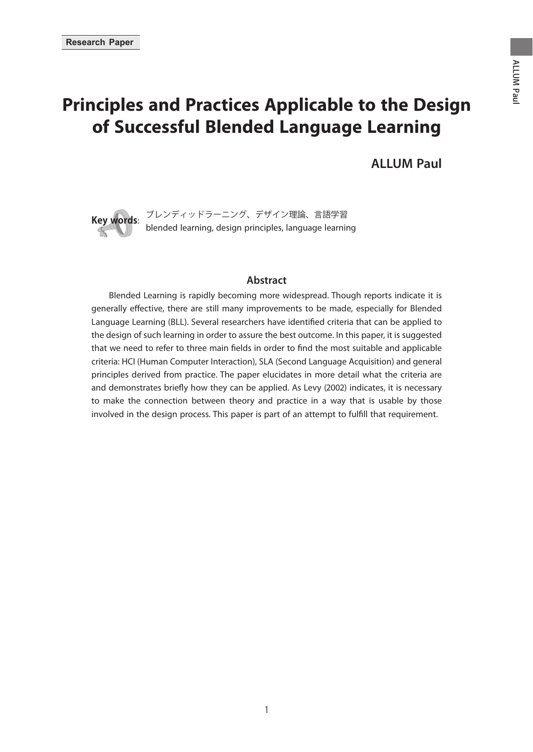Research Paper

# Principles and Practices Applicable to the Design of Successful Blended Language Learning

**ALLUM Paul**

**Key words**: ブレンディッドラーニング、デザイン理論、言語学習
blended learning, design principles, language learning

## Abstract

Blended Learning is rapidly becoming more widespread. Though reports indicate it is generally effective, there are still many improvements to be made, especially for Blended Language Learning (BLL). Several researchers have identified criteria that can be applied to the design of such learning in order to assure the best outcome. In this paper, it is suggested that we need to refer to three main fields in order to find the most suitable and applicable criteria: HCI (Human Computer Interaction), SLA (Second Language Acquisition) and general principles derived from practice. The paper elucidates in more detail what the criteria are and demonstrates briefly how they can be applied. As Levy (2002) indicates, it is necessary to make the connection between theory and practice in a way that is usable by those involved in the design process. This paper is part of an attempt to fulfill that requirement.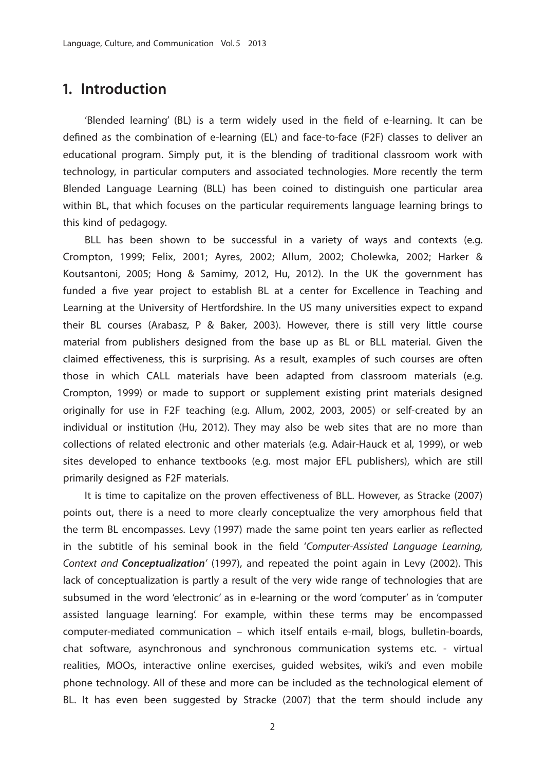# 1. Introduction

'Blended learning' (BL) is a term widely used in the field of e-learning. It can be defined as the combination of e-learning (EL) and face-to-face (F2F) classes to deliver an educational program. Simply put, it is the blending of traditional classroom work with technology, in particular computers and associated technologies. More recently the term Blended Language Learning (BLL) has been coined to distinguish one particular area within BL, that which focuses on the particular requirements language learning brings to this kind of pedagogy.

BLL has been shown to be successful in a variety of ways and contexts (e.g. Crompton, 1999; Felix, 2001; Ayres, 2002; Allum, 2002; Cholewka, 2002; Harker & Koutsantoni, 2005; Hong & Samimy, 2012, Hu, 2012). In the UK the government has funded a five year project to establish BL at a center for Excellence in Teaching and Learning at the University of Hertfordshire. In the US many universities expect to expand their BL courses (Arabasz, P & Baker, 2003). However, there is still very little course material from publishers designed from the base up as BL or BLL material. Given the claimed effectiveness, this is surprising. As a result, examples of such courses are often those in which CALL materials have been adapted from classroom materials (e.g. Crompton, 1999) or made to support or supplement existing print materials designed originally for use in F2F teaching (e.g. Allum, 2002, 2003, 2005) or self-created by an individual or institution (Hu, 2012). They may also be web sites that are no more than collections of related electronic and other materials (e.g. Adair-Hauck et al, 1999), or web sites developed to enhance textbooks (e.g. most major EFL publishers), which are still primarily designed as F2F materials.

It is time to capitalize on the proven effectiveness of BLL. However, as Stracke (2007) points out, there is a need to more clearly conceptualize the very amorphous field that the term BL encompasses. Levy (1997) made the same point ten years earlier as reflected in the subtitle of his seminal book in the field '*Computer-Assisted Language Learning, Context and **Conceptualization***' (1997), and repeated the point again in Levy (2002). This lack of conceptualization is partly a result of the very wide range of technologies that are subsumed in the word 'electronic' as in e-learning or the word 'computer' as in 'computer assisted language learning'. For example, within these terms may be encompassed computer-mediated communication – which itself entails e-mail, blogs, bulletin-boards, chat software, asynchronous and synchronous communication systems etc. - virtual realities, MOOs, interactive online exercises, guided websites, wiki's and even mobile phone technology. All of these and more can be included as the technological element of BL. It has even been suggested by Stracke (2007) that the term should include any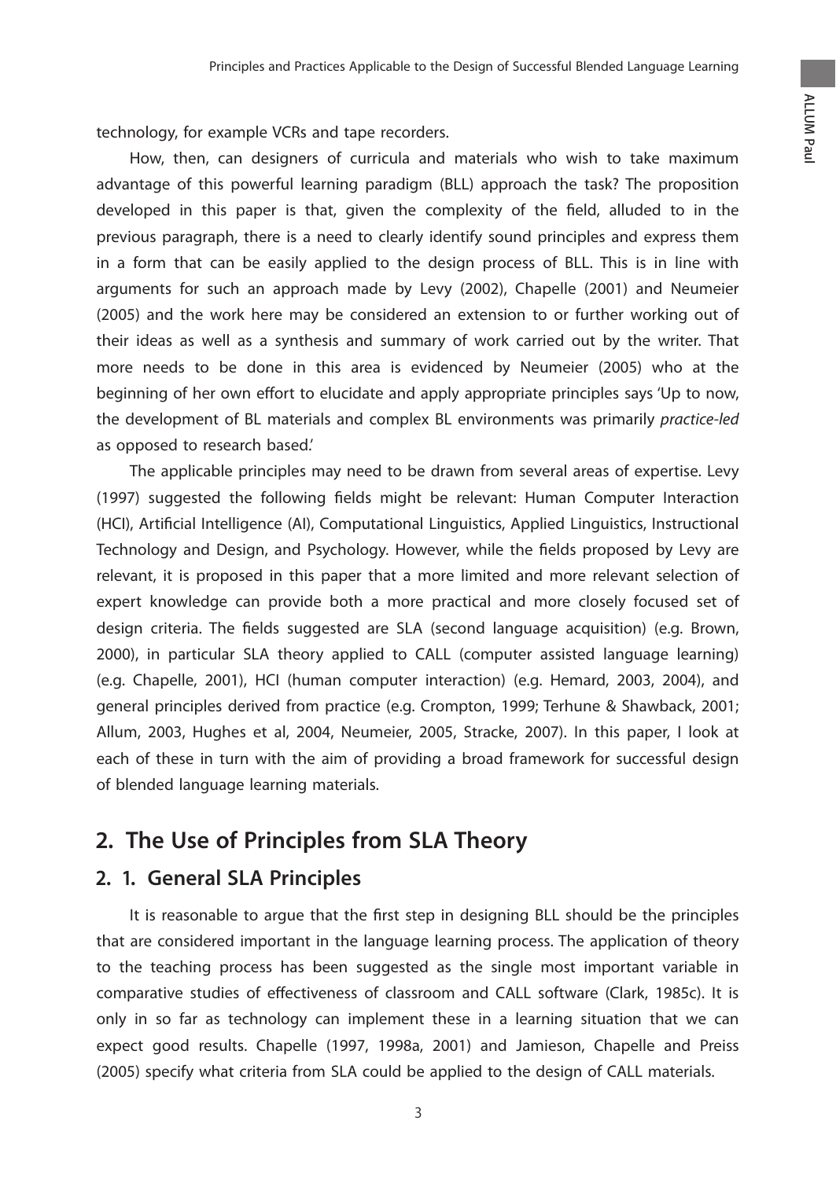technology, for example VCRs and tape recorders.

How, then, can designers of curricula and materials who wish to take maximum advantage of this powerful learning paradigm (BLL) approach the task? The proposition developed in this paper is that, given the complexity of the field, alluded to in the previous paragraph, there is a need to clearly identify sound principles and express them in a form that can be easily applied to the design process of BLL. This is in line with arguments for such an approach made by Levy (2002), Chapelle (2001) and Neumeier (2005) and the work here may be considered an extension to or further working out of their ideas as well as a synthesis and summary of work carried out by the writer. That more needs to be done in this area is evidenced by Neumeier (2005) who at the beginning of her own effort to elucidate and apply appropriate principles says 'Up to now, the development of BL materials and complex BL environments was primarily *practice-led* as opposed to research based.'

The applicable principles may need to be drawn from several areas of expertise. Levy (1997) suggested the following fields might be relevant: Human Computer Interaction (HCI), Artificial Intelligence (AI), Computational Linguistics, Applied Linguistics, Instructional Technology and Design, and Psychology. However, while the fields proposed by Levy are relevant, it is proposed in this paper that a more limited and more relevant selection of expert knowledge can provide both a more practical and more closely focused set of design criteria. The fields suggested are SLA (second language acquisition) (e.g. Brown, 2000), in particular SLA theory applied to CALL (computer assisted language learning) (e.g. Chapelle, 2001), HCI (human computer interaction) (e.g. Hemard, 2003, 2004), and general principles derived from practice (e.g. Crompton, 1999; Terhune & Shawback, 2001; Allum, 2003, Hughes et al, 2004, Neumeier, 2005, Stracke, 2007). In this paper, I look at each of these in turn with the aim of providing a broad framework for successful design of blended language learning materials.

## 2. The Use of Principles from SLA Theory

### 2. 1. General SLA Principles

It is reasonable to argue that the first step in designing BLL should be the principles that are considered important in the language learning process. The application of theory to the teaching process has been suggested as the single most important variable in comparative studies of effectiveness of classroom and CALL software (Clark, 1985c). It is only in so far as technology can implement these in a learning situation that we can expect good results. Chapelle (1997, 1998a, 2001) and Jamieson, Chapelle and Preiss (2005) specify what criteria from SLA could be applied to the design of CALL materials.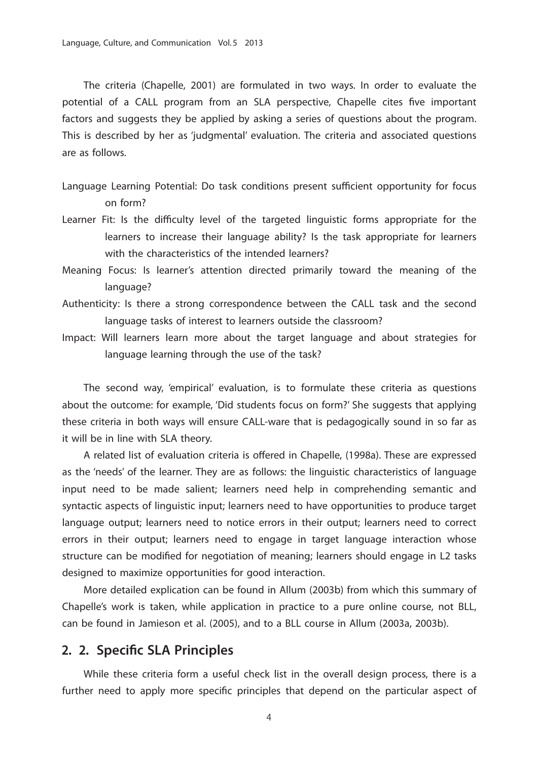The criteria (Chapelle, 2001) are formulated in two ways. In order to evaluate the potential of a CALL program from an SLA perspective, Chapelle cites five important factors and suggests they be applied by asking a series of questions about the program. This is described by her as 'judgmental' evaluation. The criteria and associated questions are as follows.

Language Learning Potential: Do task conditions present sufficient opportunity for focus on form?

Learner Fit: Is the difficulty level of the targeted linguistic forms appropriate for the learners to increase their language ability? Is the task appropriate for learners with the characteristics of the intended learners?

Meaning Focus: Is learner's attention directed primarily toward the meaning of the language?

Authenticity: Is there a strong correspondence between the CALL task and the second language tasks of interest to learners outside the classroom?

Impact: Will learners learn more about the target language and about strategies for language learning through the use of the task?

The second way, 'empirical' evaluation, is to formulate these criteria as questions about the outcome: for example, 'Did students focus on form?' She suggests that applying these criteria in both ways will ensure CALL-ware that is pedagogically sound in so far as it will be in line with SLA theory.

A related list of evaluation criteria is offered in Chapelle, (1998a). These are expressed as the 'needs' of the learner. They are as follows: the linguistic characteristics of language input need to be made salient; learners need help in comprehending semantic and syntactic aspects of linguistic input; learners need to have opportunities to produce target language output; learners need to notice errors in their output; learners need to correct errors in their output; learners need to engage in target language interaction whose structure can be modified for negotiation of meaning; learners should engage in L2 tasks designed to maximize opportunities for good interaction.

More detailed explication can be found in Allum (2003b) from which this summary of Chapelle's work is taken, while application in practice to a pure online course, not BLL, can be found in Jamieson et al. (2005), and to a BLL course in Allum (2003a, 2003b).

## 2. 2. Specific SLA Principles

While these criteria form a useful check list in the overall design process, there is a further need to apply more specific principles that depend on the particular aspect of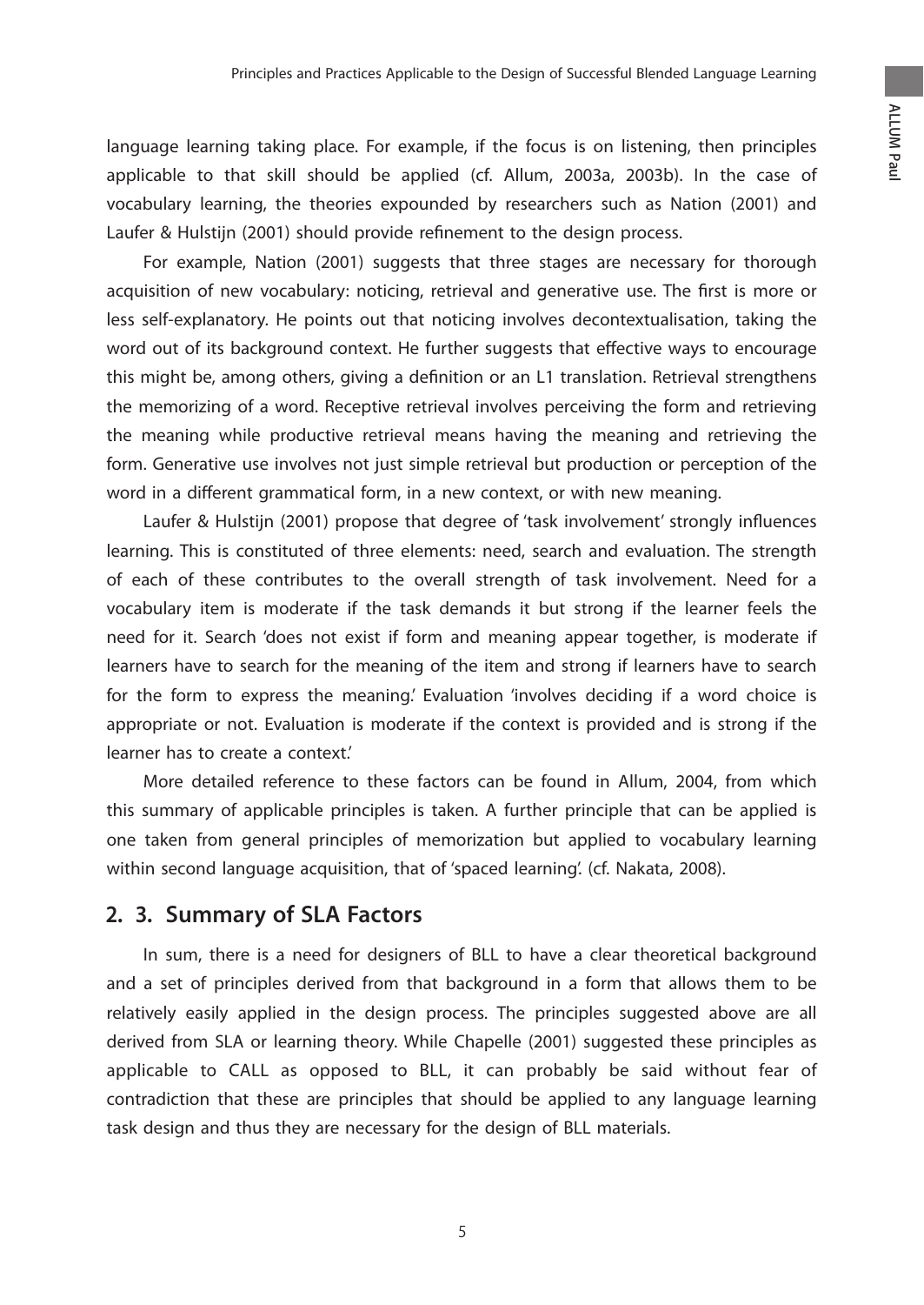language learning taking place. For example, if the focus is on listening, then principles applicable to that skill should be applied (cf. Allum, 2003a, 2003b). In the case of vocabulary learning, the theories expounded by researchers such as Nation (2001) and Laufer & Hulstijn (2001) should provide refinement to the design process.

For example, Nation (2001) suggests that three stages are necessary for thorough acquisition of new vocabulary: noticing, retrieval and generative use. The first is more or less self-explanatory. He points out that noticing involves decontextualisation, taking the word out of its background context. He further suggests that effective ways to encourage this might be, among others, giving a definition or an L1 translation. Retrieval strengthens the memorizing of a word. Receptive retrieval involves perceiving the form and retrieving the meaning while productive retrieval means having the meaning and retrieving the form. Generative use involves not just simple retrieval but production or perception of the word in a different grammatical form, in a new context, or with new meaning.

Laufer & Hulstijn (2001) propose that degree of 'task involvement' strongly influences learning. This is constituted of three elements: need, search and evaluation. The strength of each of these contributes to the overall strength of task involvement. Need for a vocabulary item is moderate if the task demands it but strong if the learner feels the need for it. Search 'does not exist if form and meaning appear together, is moderate if learners have to search for the meaning of the item and strong if learners have to search for the form to express the meaning.' Evaluation 'involves deciding if a word choice is appropriate or not. Evaluation is moderate if the context is provided and is strong if the learner has to create a context.'

More detailed reference to these factors can be found in Allum, 2004, from which this summary of applicable principles is taken. A further principle that can be applied is one taken from general principles of memorization but applied to vocabulary learning within second language acquisition, that of 'spaced learning'. (cf. Nakata, 2008).

## 2. 3. Summary of SLA Factors

In sum, there is a need for designers of BLL to have a clear theoretical background and a set of principles derived from that background in a form that allows them to be relatively easily applied in the design process. The principles suggested above are all derived from SLA or learning theory. While Chapelle (2001) suggested these principles as applicable to CALL as opposed to BLL, it can probably be said without fear of contradiction that these are principles that should be applied to any language learning task design and thus they are necessary for the design of BLL materials.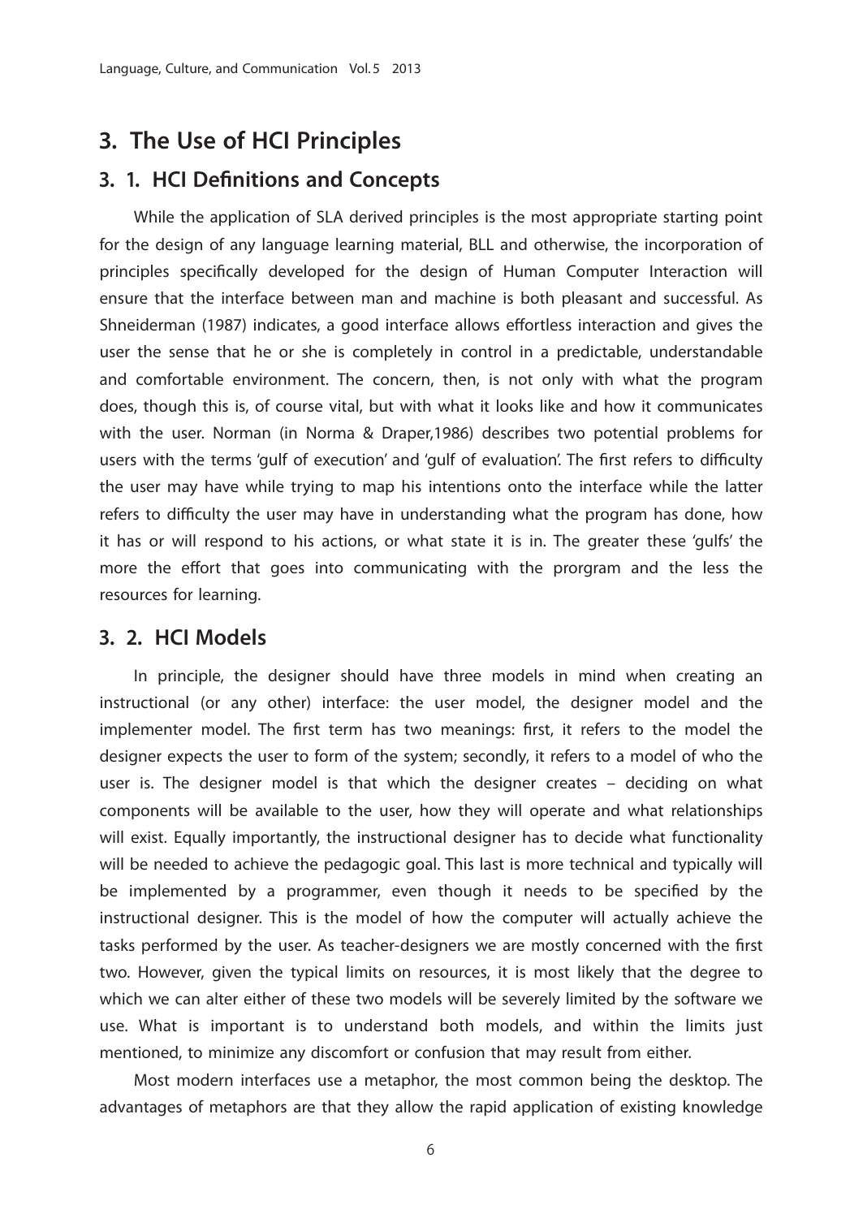## 3. The Use of HCI Principles

### 3. 1. HCI Definitions and Concepts

While the application of SLA derived principles is the most appropriate starting point for the design of any language learning material, BLL and otherwise, the incorporation of principles specifically developed for the design of Human Computer Interaction will ensure that the interface between man and machine is both pleasant and successful. As Shneiderman (1987) indicates, a good interface allows effortless interaction and gives the user the sense that he or she is completely in control in a predictable, understandable and comfortable environment. The concern, then, is not only with what the program does, though this is, of course vital, but with what it looks like and how it communicates with the user. Norman (in Norma & Draper,1986) describes two potential problems for users with the terms 'gulf of execution' and 'gulf of evaluation'. The first refers to difficulty the user may have while trying to map his intentions onto the interface while the latter refers to difficulty the user may have in understanding what the program has done, how it has or will respond to his actions, or what state it is in. The greater these 'gulfs' the more the effort that goes into communicating with the prorgram and the less the resources for learning.

### 3. 2. HCI Models

In principle, the designer should have three models in mind when creating an instructional (or any other) interface: the user model, the designer model and the implementer model. The first term has two meanings: first, it refers to the model the designer expects the user to form of the system; secondly, it refers to a model of who the user is. The designer model is that which the designer creates – deciding on what components will be available to the user, how they will operate and what relationships will exist. Equally importantly, the instructional designer has to decide what functionality will be needed to achieve the pedagogic goal. This last is more technical and typically will be implemented by a programmer, even though it needs to be specified by the instructional designer. This is the model of how the computer will actually achieve the tasks performed by the user. As teacher-designers we are mostly concerned with the first two. However, given the typical limits on resources, it is most likely that the degree to which we can alter either of these two models will be severely limited by the software we use. What is important is to understand both models, and within the limits just mentioned, to minimize any discomfort or confusion that may result from either.

Most modern interfaces use a metaphor, the most common being the desktop. The advantages of metaphors are that they allow the rapid application of existing knowledge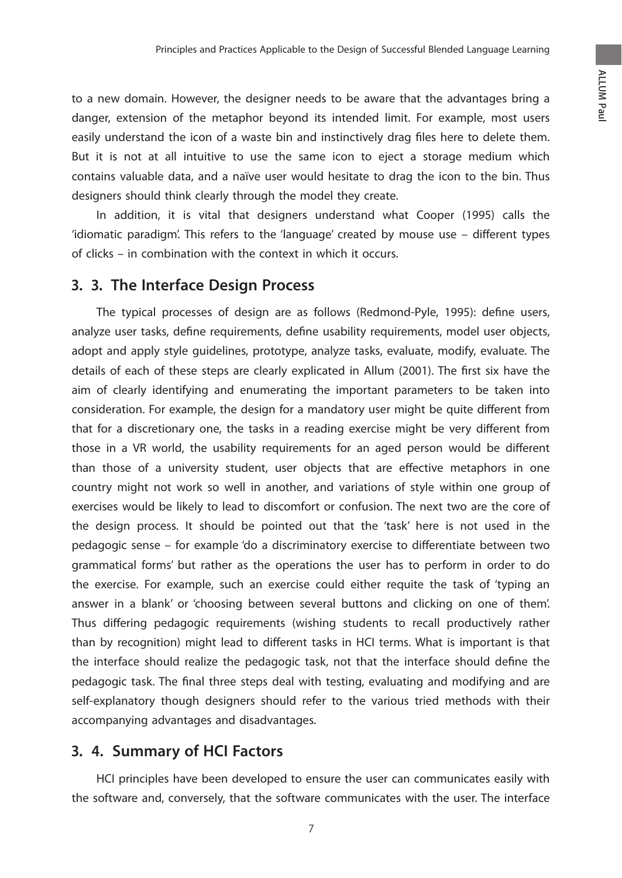to a new domain. However, the designer needs to be aware that the advantages bring a danger, extension of the metaphor beyond its intended limit. For example, most users easily understand the icon of a waste bin and instinctively drag files here to delete them. But it is not at all intuitive to use the same icon to eject a storage medium which contains valuable data, and a naïve user would hesitate to drag the icon to the bin. Thus designers should think clearly through the model they create.

In addition, it is vital that designers understand what Cooper (1995) calls the 'idiomatic paradigm'. This refers to the 'language' created by mouse use – different types of clicks – in combination with the context in which it occurs.

## 3. 3. The Interface Design Process

The typical processes of design are as follows (Redmond-Pyle, 1995): define users, analyze user tasks, define requirements, define usability requirements, model user objects, adopt and apply style guidelines, prototype, analyze tasks, evaluate, modify, evaluate. The details of each of these steps are clearly explicated in Allum (2001). The first six have the aim of clearly identifying and enumerating the important parameters to be taken into consideration. For example, the design for a mandatory user might be quite different from that for a discretionary one, the tasks in a reading exercise might be very different from those in a VR world, the usability requirements for an aged person would be different than those of a university student, user objects that are effective metaphors in one country might not work so well in another, and variations of style within one group of exercises would be likely to lead to discomfort or confusion. The next two are the core of the design process. It should be pointed out that the 'task' here is not used in the pedagogic sense – for example 'do a discriminatory exercise to differentiate between two grammatical forms' but rather as the operations the user has to perform in order to do the exercise. For example, such an exercise could either requite the task of 'typing an answer in a blank' or 'choosing between several buttons and clicking on one of them'. Thus differing pedagogic requirements (wishing students to recall productively rather than by recognition) might lead to different tasks in HCI terms. What is important is that the interface should realize the pedagogic task, not that the interface should define the pedagogic task. The final three steps deal with testing, evaluating and modifying and are self-explanatory though designers should refer to the various tried methods with their accompanying advantages and disadvantages.

## 3. 4. Summary of HCI Factors

HCI principles have been developed to ensure the user can communicates easily with the software and, conversely, that the software communicates with the user. The interface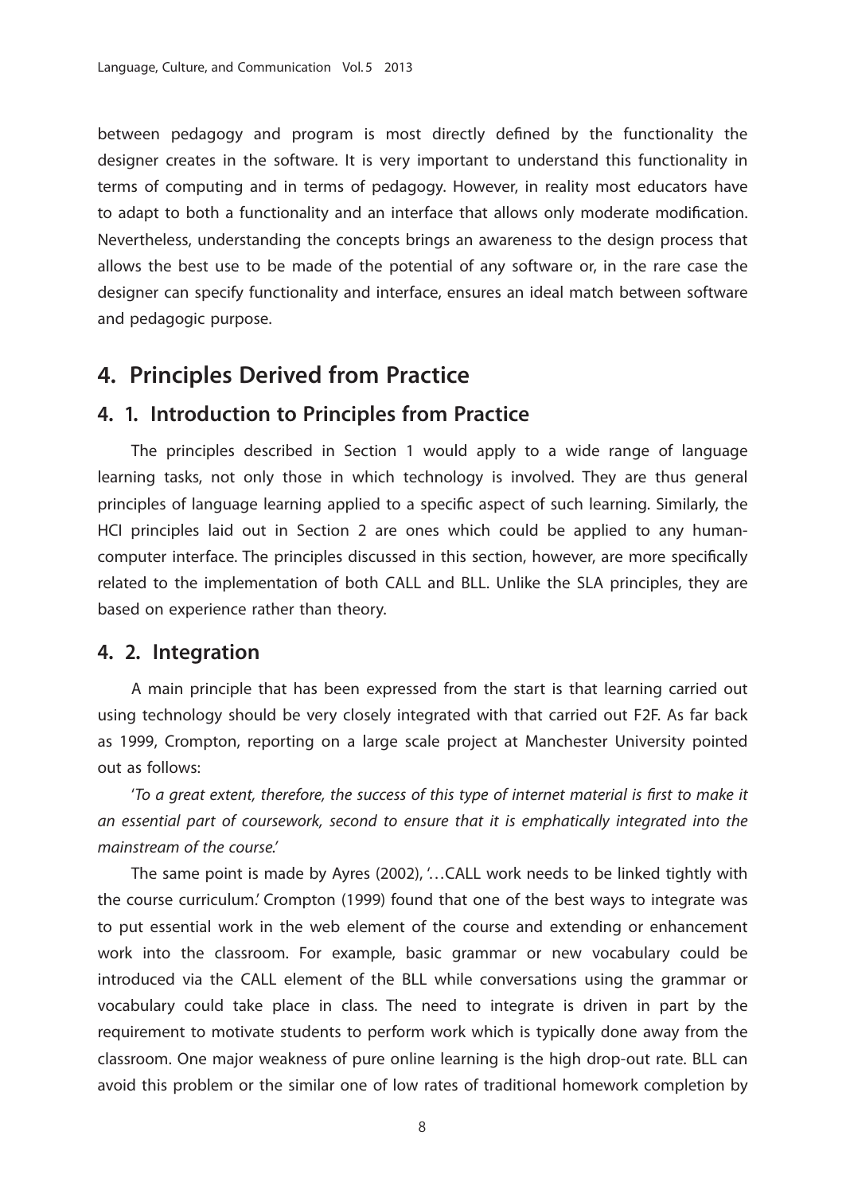between pedagogy and program is most directly defined by the functionality the designer creates in the software. It is very important to understand this functionality in terms of computing and in terms of pedagogy. However, in reality most educators have to adapt to both a functionality and an interface that allows only moderate modification. Nevertheless, understanding the concepts brings an awareness to the design process that allows the best use to be made of the potential of any software or, in the rare case the designer can specify functionality and interface, ensures an ideal match between software and pedagogic purpose.

## 4. Principles Derived from Practice

### 4. 1. Introduction to Principles from Practice

The principles described in Section 1 would apply to a wide range of language learning tasks, not only those in which technology is involved. They are thus general principles of language learning applied to a specific aspect of such learning. Similarly, the HCI principles laid out in Section 2 are ones which could be applied to any human-computer interface. The principles discussed in this section, however, are more specifically related to the implementation of both CALL and BLL. Unlike the SLA principles, they are based on experience rather than theory.

### 4. 2. Integration

A main principle that has been expressed from the start is that learning carried out using technology should be very closely integrated with that carried out F2F. As far back as 1999, Crompton, reporting on a large scale project at Manchester University pointed out as follows:

'*To a great extent, therefore, the success of this type of internet material is first to make it an essential part of coursework, second to ensure that it is emphatically integrated into the mainstream of the course.*'

The same point is made by Ayres (2002), '…CALL work needs to be linked tightly with the course curriculum.' Crompton (1999) found that one of the best ways to integrate was to put essential work in the web element of the course and extending or enhancement work into the classroom. For example, basic grammar or new vocabulary could be introduced via the CALL element of the BLL while conversations using the grammar or vocabulary could take place in class. The need to integrate is driven in part by the requirement to motivate students to perform work which is typically done away from the classroom. One major weakness of pure online learning is the high drop-out rate. BLL can avoid this problem or the similar one of low rates of traditional homework completion by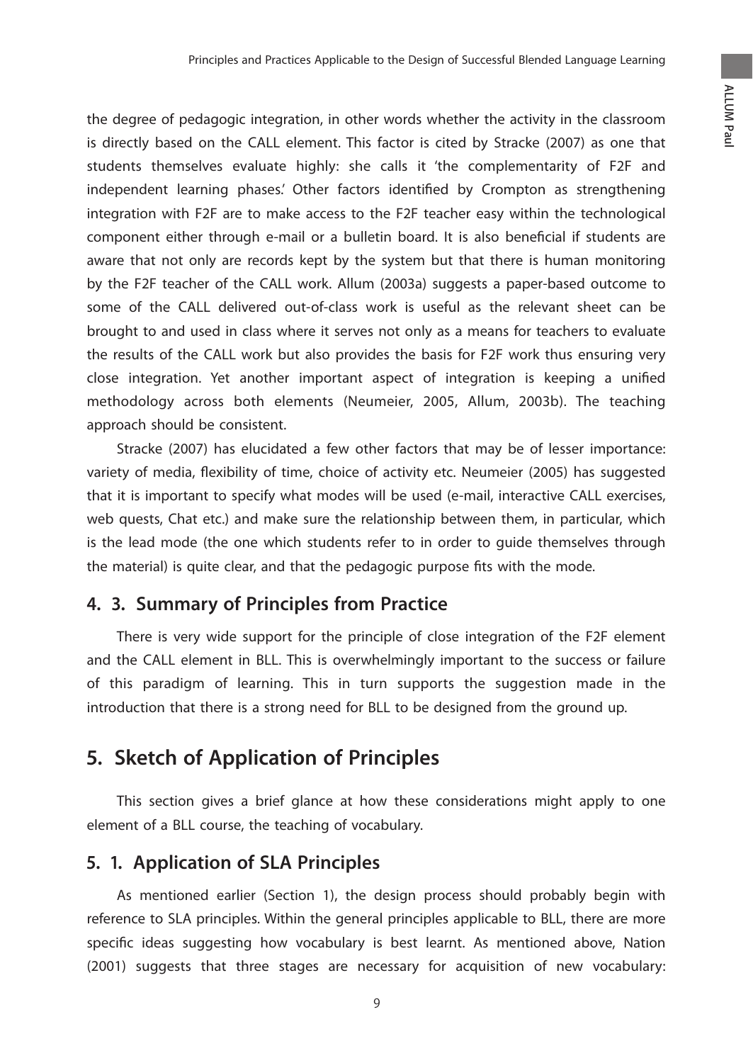the degree of pedagogic integration, in other words whether the activity in the classroom is directly based on the CALL element. This factor is cited by Stracke (2007) as one that students themselves evaluate highly: she calls it 'the complementarity of F2F and independent learning phases.' Other factors identified by Crompton as strengthening integration with F2F are to make access to the F2F teacher easy within the technological component either through e-mail or a bulletin board. It is also beneficial if students are aware that not only are records kept by the system but that there is human monitoring by the F2F teacher of the CALL work. Allum (2003a) suggests a paper-based outcome to some of the CALL delivered out-of-class work is useful as the relevant sheet can be brought to and used in class where it serves not only as a means for teachers to evaluate the results of the CALL work but also provides the basis for F2F work thus ensuring very close integration. Yet another important aspect of integration is keeping a unified methodology across both elements (Neumeier, 2005, Allum, 2003b). The teaching approach should be consistent.

Stracke (2007) has elucidated a few other factors that may be of lesser importance: variety of media, flexibility of time, choice of activity etc. Neumeier (2005) has suggested that it is important to specify what modes will be used (e-mail, interactive CALL exercises, web quests, Chat etc.) and make sure the relationship between them, in particular, which is the lead mode (the one which students refer to in order to guide themselves through the material) is quite clear, and that the pedagogic purpose fits with the mode.

### 4. 3. Summary of Principles from Practice

There is very wide support for the principle of close integration of the F2F element and the CALL element in BLL. This is overwhelmingly important to the success or failure of this paradigm of learning. This in turn supports the suggestion made in the introduction that there is a strong need for BLL to be designed from the ground up.

## 5. Sketch of Application of Principles

This section gives a brief glance at how these considerations might apply to one element of a BLL course, the teaching of vocabulary.

### 5. 1. Application of SLA Principles

As mentioned earlier (Section 1), the design process should probably begin with reference to SLA principles. Within the general principles applicable to BLL, there are more specific ideas suggesting how vocabulary is best learnt. As mentioned above, Nation (2001) suggests that three stages are necessary for acquisition of new vocabulary: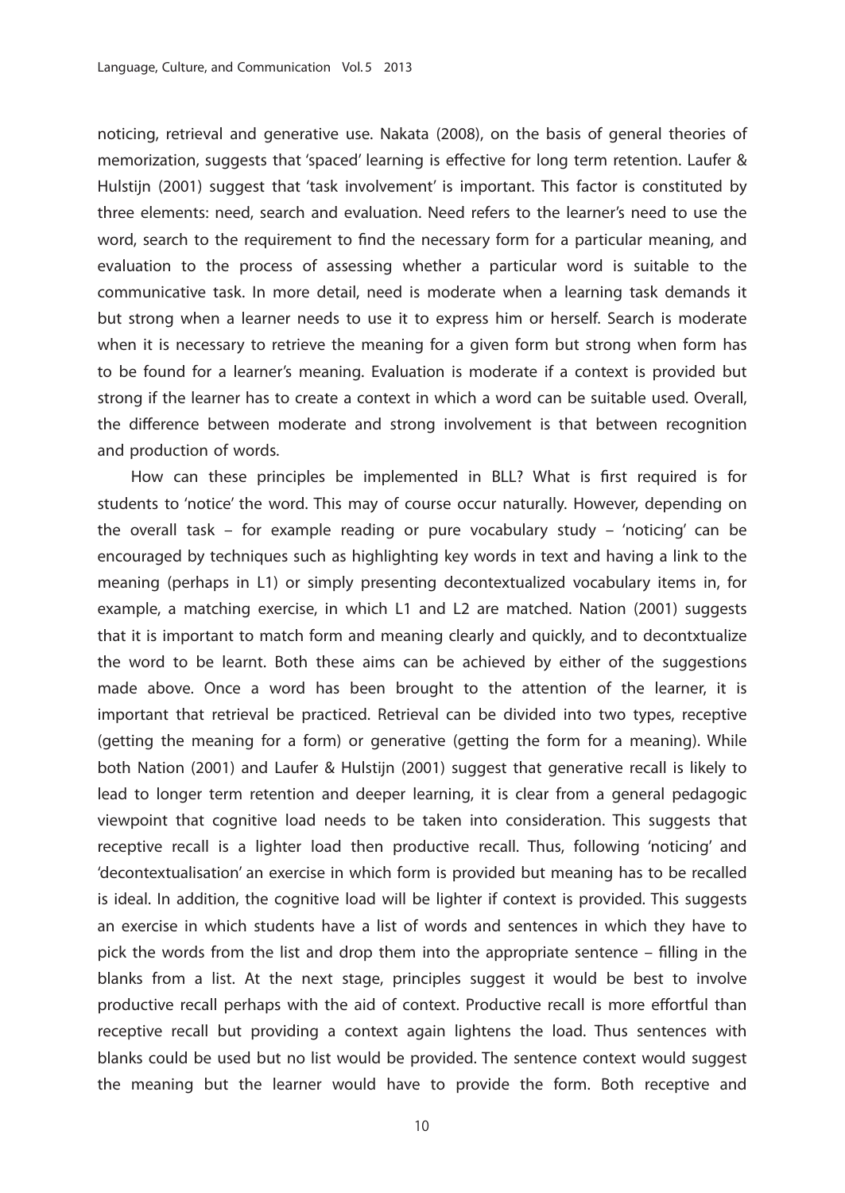noticing, retrieval and generative use. Nakata (2008), on the basis of general theories of memorization, suggests that 'spaced' learning is effective for long term retention. Laufer & Hulstijn (2001) suggest that 'task involvement' is important. This factor is constituted by three elements: need, search and evaluation. Need refers to the learner's need to use the word, search to the requirement to find the necessary form for a particular meaning, and evaluation to the process of assessing whether a particular word is suitable to the communicative task. In more detail, need is moderate when a learning task demands it but strong when a learner needs to use it to express him or herself. Search is moderate when it is necessary to retrieve the meaning for a given form but strong when form has to be found for a learner's meaning. Evaluation is moderate if a context is provided but strong if the learner has to create a context in which a word can be suitable used. Overall, the difference between moderate and strong involvement is that between recognition and production of words.

How can these principles be implemented in BLL? What is first required is for students to 'notice' the word. This may of course occur naturally. However, depending on the overall task – for example reading or pure vocabulary study – 'noticing' can be encouraged by techniques such as highlighting key words in text and having a link to the meaning (perhaps in L1) or simply presenting decontextualized vocabulary items in, for example, a matching exercise, in which L1 and L2 are matched. Nation (2001) suggests that it is important to match form and meaning clearly and quickly, and to decontxtualize the word to be learnt. Both these aims can be achieved by either of the suggestions made above. Once a word has been brought to the attention of the learner, it is important that retrieval be practiced. Retrieval can be divided into two types, receptive (getting the meaning for a form) or generative (getting the form for a meaning). While both Nation (2001) and Laufer & Hulstijn (2001) suggest that generative recall is likely to lead to longer term retention and deeper learning, it is clear from a general pedagogic viewpoint that cognitive load needs to be taken into consideration. This suggests that receptive recall is a lighter load then productive recall. Thus, following 'noticing' and 'decontextualisation' an exercise in which form is provided but meaning has to be recalled is ideal. In addition, the cognitive load will be lighter if context is provided. This suggests an exercise in which students have a list of words and sentences in which they have to pick the words from the list and drop them into the appropriate sentence – filling in the blanks from a list. At the next stage, principles suggest it would be best to involve productive recall perhaps with the aid of context. Productive recall is more effortful than receptive recall but providing a context again lightens the load. Thus sentences with blanks could be used but no list would be provided. The sentence context would suggest the meaning but the learner would have to provide the form. Both receptive and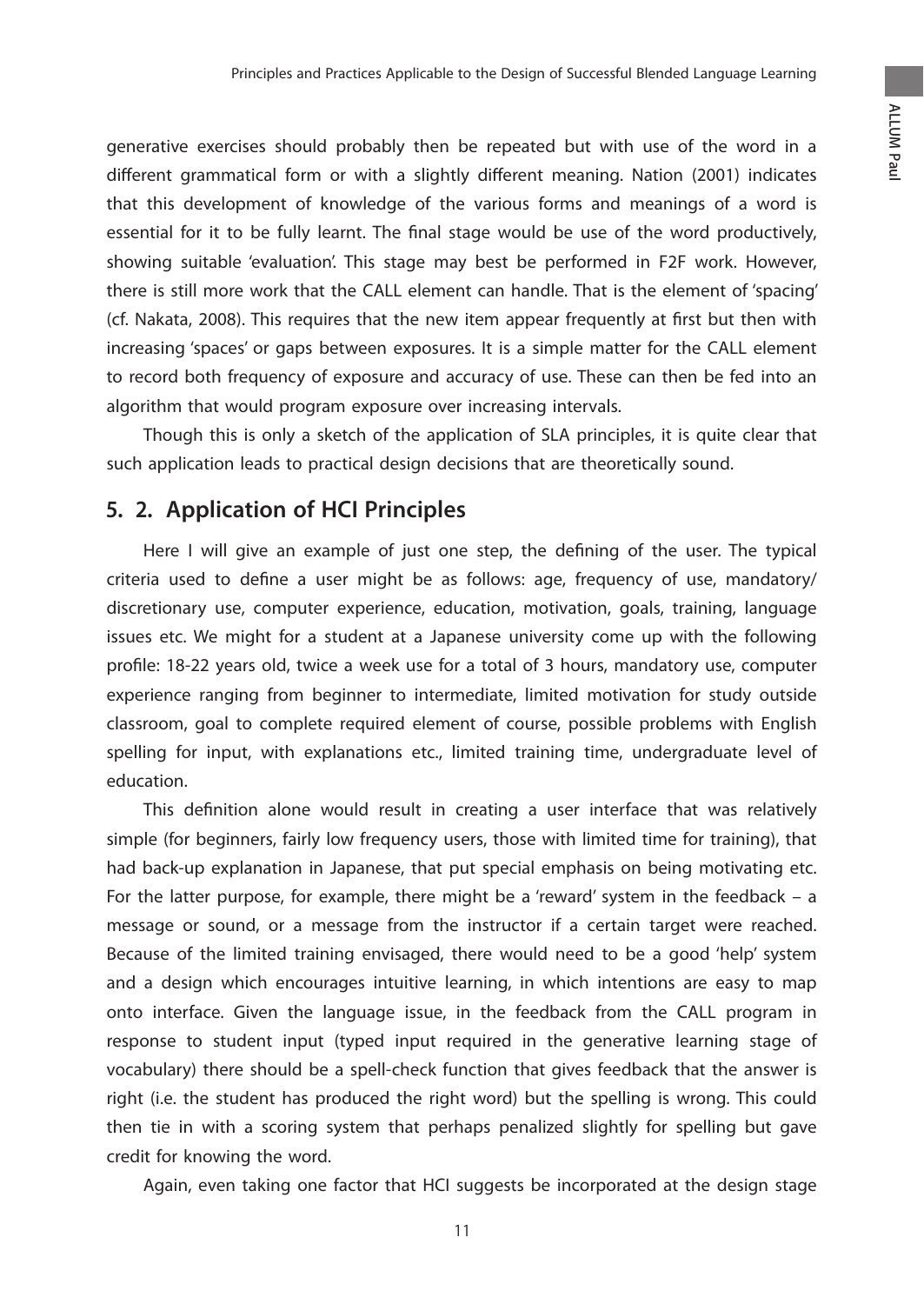generative exercises should probably then be repeated but with use of the word in a different grammatical form or with a slightly different meaning. Nation (2001) indicates that this development of knowledge of the various forms and meanings of a word is essential for it to be fully learnt. The final stage would be use of the word productively, showing suitable 'evaluation'. This stage may best be performed in F2F work. However, there is still more work that the CALL element can handle. That is the element of 'spacing' (cf. Nakata, 2008). This requires that the new item appear frequently at first but then with increasing 'spaces' or gaps between exposures. It is a simple matter for the CALL element to record both frequency of exposure and accuracy of use. These can then be fed into an algorithm that would program exposure over increasing intervals.

Though this is only a sketch of the application of SLA principles, it is quite clear that such application leads to practical design decisions that are theoretically sound.

## 5. 2. Application of HCI Principles

Here I will give an example of just one step, the defining of the user. The typical criteria used to define a user might be as follows: age, frequency of use, mandatory/discretionary use, computer experience, education, motivation, goals, training, language issues etc. We might for a student at a Japanese university come up with the following profile: 18-22 years old, twice a week use for a total of 3 hours, mandatory use, computer experience ranging from beginner to intermediate, limited motivation for study outside classroom, goal to complete required element of course, possible problems with English spelling for input, with explanations etc., limited training time, undergraduate level of education.

This definition alone would result in creating a user interface that was relatively simple (for beginners, fairly low frequency users, those with limited time for training), that had back-up explanation in Japanese, that put special emphasis on being motivating etc. For the latter purpose, for example, there might be a 'reward' system in the feedback – a message or sound, or a message from the instructor if a certain target were reached. Because of the limited training envisaged, there would need to be a good 'help' system and a design which encourages intuitive learning, in which intentions are easy to map onto interface. Given the language issue, in the feedback from the CALL program in response to student input (typed input required in the generative learning stage of vocabulary) there should be a spell-check function that gives feedback that the answer is right (i.e. the student has produced the right word) but the spelling is wrong. This could then tie in with a scoring system that perhaps penalized slightly for spelling but gave credit for knowing the word.

Again, even taking one factor that HCI suggests be incorporated at the design stage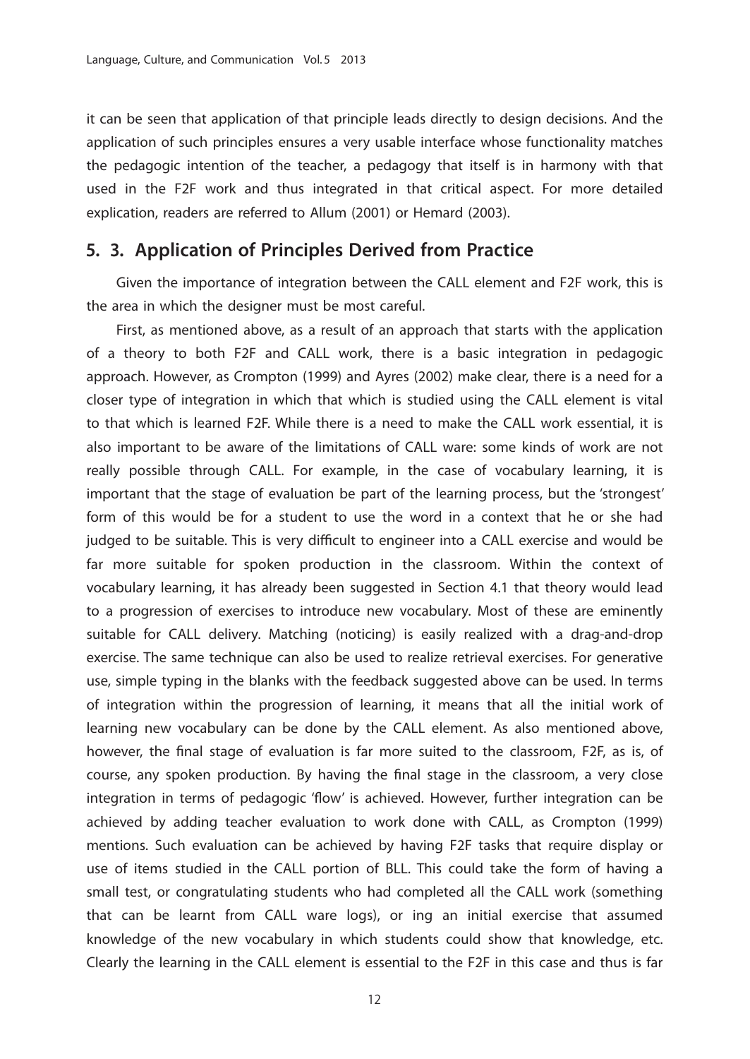it can be seen that application of that principle leads directly to design decisions. And the application of such principles ensures a very usable interface whose functionality matches the pedagogic intention of the teacher, a pedagogy that itself is in harmony with that used in the F2F work and thus integrated in that critical aspect. For more detailed explication, readers are referred to Allum (2001) or Hemard (2003).

## 5. 3. Application of Principles Derived from Practice

Given the importance of integration between the CALL element and F2F work, this is the area in which the designer must be most careful.

First, as mentioned above, as a result of an approach that starts with the application of a theory to both F2F and CALL work, there is a basic integration in pedagogic approach. However, as Crompton (1999) and Ayres (2002) make clear, there is a need for a closer type of integration in which that which is studied using the CALL element is vital to that which is learned F2F. While there is a need to make the CALL work essential, it is also important to be aware of the limitations of CALL ware: some kinds of work are not really possible through CALL. For example, in the case of vocabulary learning, it is important that the stage of evaluation be part of the learning process, but the 'strongest' form of this would be for a student to use the word in a context that he or she had judged to be suitable. This is very difficult to engineer into a CALL exercise and would be far more suitable for spoken production in the classroom. Within the context of vocabulary learning, it has already been suggested in Section 4.1 that theory would lead to a progression of exercises to introduce new vocabulary. Most of these are eminently suitable for CALL delivery. Matching (noticing) is easily realized with a drag-and-drop exercise. The same technique can also be used to realize retrieval exercises. For generative use, simple typing in the blanks with the feedback suggested above can be used. In terms of integration within the progression of learning, it means that all the initial work of learning new vocabulary can be done by the CALL element. As also mentioned above, however, the final stage of evaluation is far more suited to the classroom, F2F, as is, of course, any spoken production. By having the final stage in the classroom, a very close integration in terms of pedagogic 'flow' is achieved. However, further integration can be achieved by adding teacher evaluation to work done with CALL, as Crompton (1999) mentions. Such evaluation can be achieved by having F2F tasks that require display or use of items studied in the CALL portion of BLL. This could take the form of having a small test, or congratulating students who had completed all the CALL work (something that can be learnt from CALL ware logs), or ing an initial exercise that assumed knowledge of the new vocabulary in which students could show that knowledge, etc. Clearly the learning in the CALL element is essential to the F2F in this case and thus is far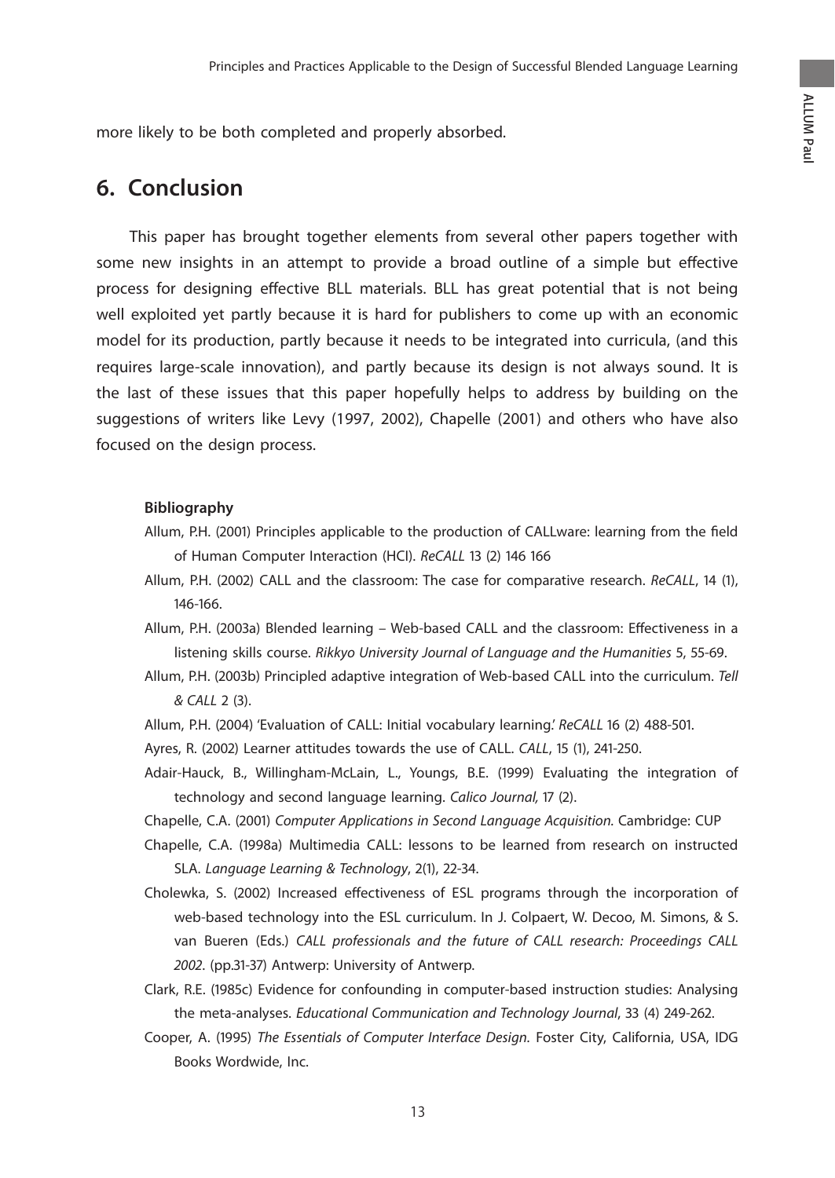more likely to be both completed and properly absorbed.

## 6. Conclusion

This paper has brought together elements from several other papers together with some new insights in an attempt to provide a broad outline of a simple but effective process for designing effective BLL materials. BLL has great potential that is not being well exploited yet partly because it is hard for publishers to come up with an economic model for its production, partly because it needs to be integrated into curricula, (and this requires large-scale innovation), and partly because its design is not always sound. It is the last of these issues that this paper hopefully helps to address by building on the suggestions of writers like Levy (1997, 2002), Chapelle (2001) and others who have also focused on the design process.

**Bibliography**

Allum, P.H. (2001) Principles applicable to the production of CALLware: learning from the field of Human Computer Interaction (HCI). *ReCALL* 13 (2) 146 166

Allum, P.H. (2002) CALL and the classroom: The case for comparative research. *ReCALL*, 14 (1), 146-166.

Allum, P.H. (2003a) Blended learning – Web-based CALL and the classroom: Effectiveness in a listening skills course. *Rikkyo University Journal of Language and the Humanities* 5, 55-69.

Allum, P.H. (2003b) Principled adaptive integration of Web-based CALL into the curriculum. *Tell & CALL* 2 (3).

Allum, P.H. (2004) 'Evaluation of CALL: Initial vocabulary learning.' *ReCALL* 16 (2) 488-501.

Ayres, R. (2002) Learner attitudes towards the use of CALL. *CALL*, 15 (1), 241-250.

Adair-Hauck, B., Willingham-McLain, L., Youngs, B.E. (1999) Evaluating the integration of technology and second language learning. *Calico Journal,* 17 (2).

Chapelle, C.A. (2001) *Computer Applications in Second Language Acquisition.* Cambridge: CUP

Chapelle, C.A. (1998a) Multimedia CALL: lessons to be learned from research on instructed SLA. *Language Learning & Technology*, 2(1), 22-34.

Cholewka, S. (2002) Increased effectiveness of ESL programs through the incorporation of web-based technology into the ESL curriculum. In J. Colpaert, W. Decoo, M. Simons, & S. van Bueren (Eds.) *CALL professionals and the future of CALL research: Proceedings CALL 2002*. (pp.31-37) Antwerp: University of Antwerp.

Clark, R.E. (1985c) Evidence for confounding in computer-based instruction studies: Analysing the meta-analyses. *Educational Communication and Technology Journal*, 33 (4) 249-262.

Cooper, A. (1995) *The Essentials of Computer Interface Design.* Foster City, California, USA, IDG Books Wordwide, Inc.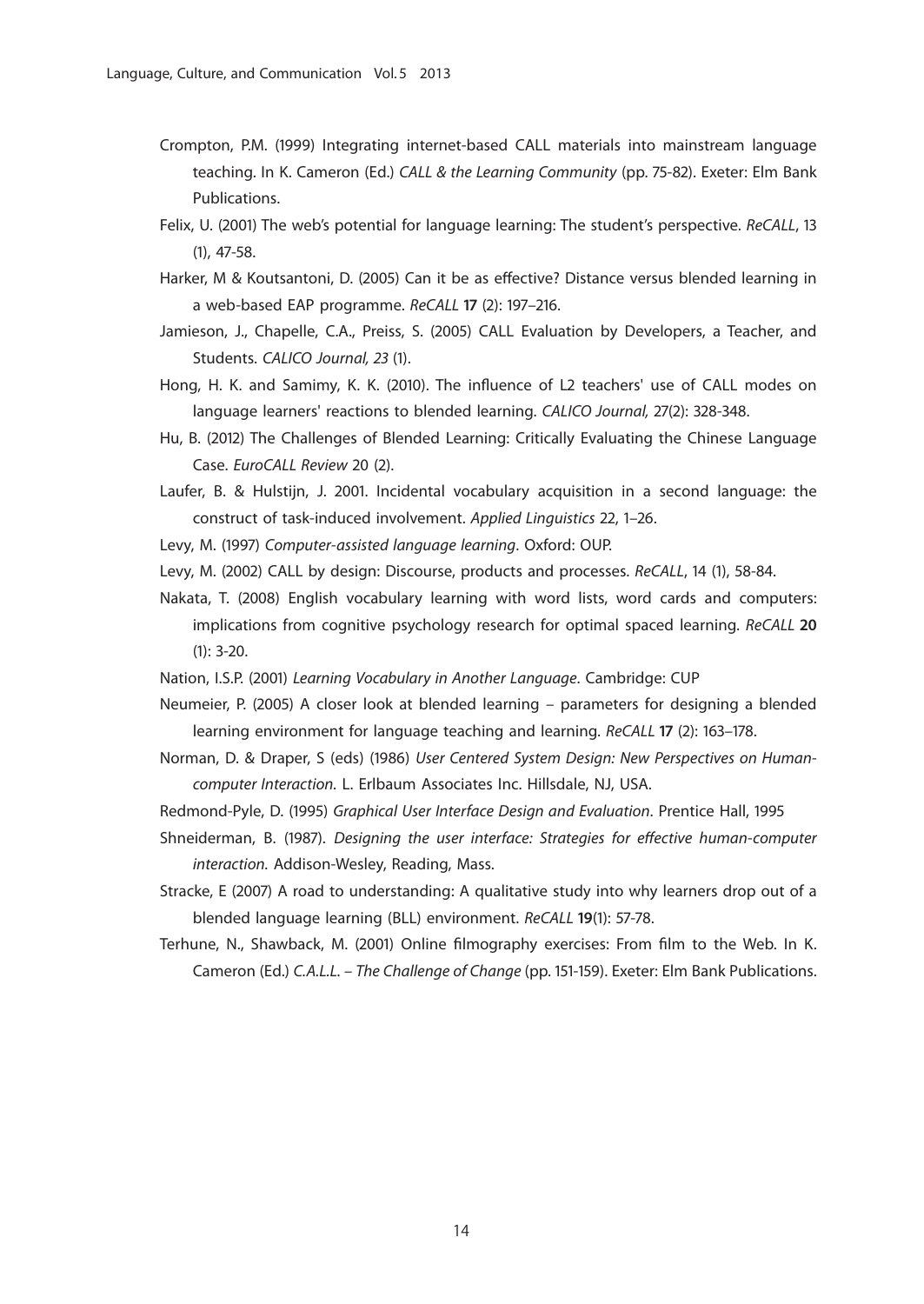Crompton, P.M. (1999) Integrating internet-based CALL materials into mainstream language teaching. In K. Cameron (Ed.) *CALL & the Learning Community* (pp. 75-82). Exeter: Elm Bank Publications.

Felix, U. (2001) The web's potential for language learning: The student's perspective. *ReCALL*, 13 (1), 47-58.

Harker, M & Koutsantoni, D. (2005) Can it be as effective? Distance versus blended learning in a web-based EAP programme. *ReCALL* **17** (2): 197–216.

Jamieson, J., Chapelle, C.A., Preiss, S. (2005) CALL Evaluation by Developers, a Teacher, and Students. *CALICO Journal, 23* (1).

Hong, H. K. and Samimy, K. K. (2010). The influence of L2 teachers' use of CALL modes on language learners' reactions to blended learning. *CALICO Journal,* 27(2): 328-348.

Hu, B. (2012) The Challenges of Blended Learning: Critically Evaluating the Chinese Language Case. *EuroCALL Review* 20 (2).

Laufer, B. & Hulstijn, J. 2001. Incidental vocabulary acquisition in a second language: the construct of task-induced involvement. *Applied Linguistics* 22, 1–26.

Levy, M. (1997) *Computer-assisted language learning*. Oxford: OUP.

Levy, M. (2002) CALL by design: Discourse, products and processes. *ReCALL*, 14 (1), 58-84.

Nakata, T. (2008) English vocabulary learning with word lists, word cards and computers: implications from cognitive psychology research for optimal spaced learning. *ReCALL* **20** (1): 3-20.

Nation, I.S.P. (2001) *Learning Vocabulary in Another Language*. Cambridge: CUP

Neumeier, P. (2005) A closer look at blended learning – parameters for designing a blended learning environment for language teaching and learning. *ReCALL* **17** (2): 163–178.

Norman, D. & Draper, S (eds) (1986) *User Centered System Design: New Perspectives on Human-computer Interaction.* L. Erlbaum Associates Inc. Hillsdale, NJ, USA.

Redmond-Pyle, D. (1995) *Graphical User Interface Design and Evaluation*. Prentice Hall, 1995

Shneiderman, B. (1987). *Designing the user interface: Strategies for effective human-computer interaction.* Addison-Wesley, Reading, Mass.

Stracke, E (2007) A road to understanding: A qualitative study into why learners drop out of a blended language learning (BLL) environment. *ReCALL* **19**(1): 57-78.

Terhune, N., Shawback, M. (2001) Online filmography exercises: From film to the Web. In K. Cameron (Ed.) *C.A.L.L. – The Challenge of Change* (pp. 151-159). Exeter: Elm Bank Publications.